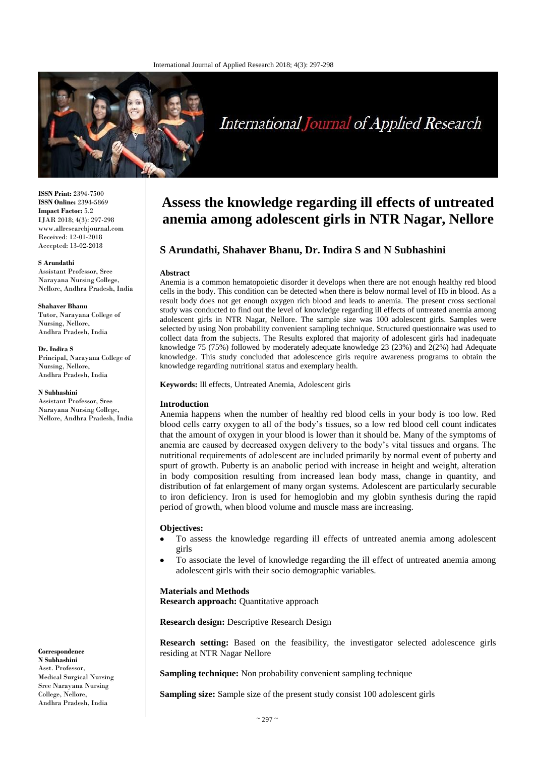ISSN Print: 2394-7500
ISSN Online: 2394-5869
Impact Factor: 5.2
IJAR 2018; 4(3): 297-298
www.allresearchjournal.com
Received: 12-01-2018
Accepted: 13-02-2018

**S Arundathi**
Assistant Professor, Sree Narayana Nursing College, Nellore, Andhra Pradesh, India

**Shahaver Bhanu**
Tutor, Narayana College of Nursing, Nellore, Andhra Pradesh, India

**Dr. Indira S**
Principal, Narayana College of Nursing, Nellore, Andhra Pradesh, India

**N Subhashini**
Assistant Professor, Sree Narayana Nursing College, Nellore, Andhra Pradesh, India

**Correspondence**
**N Subhashini**
Asst. Professor, Medical Surgical Nursing Sree Narayana Nursing College, Nellore, Andhra Pradesh, India

# Assess the knowledge regarding ill effects of untreated anemia among adolescent girls in NTR Nagar, Nellore

## S Arundathi, Shahaver Bhanu, Dr. Indira S and N Subhashini

### Abstract

Anemia is a common hematopoietic disorder it develops when there are not enough healthy red blood cells in the body. This condition can be detected when there is below normal level of Hb in blood. As a result body does not get enough oxygen rich blood and leads to anemia. The present cross sectional study was conducted to find out the level of knowledge regarding ill effects of untreated anemia among adolescent girls in NTR Nagar, Nellore. The sample size was 100 adolescent girls. Samples were selected by using Non probability convenient sampling technique. Structured questionnaire was used to collect data from the subjects. The Results explored that majority of adolescent girls had inadequate knowledge 75 (75%) followed by moderately adequate knowledge 23 (23%) and 2(2%) had Adequate knowledge. This study concluded that adolescence girls require awareness programs to obtain the knowledge regarding nutritional status and exemplary health.

**Keywords:** Ill effects, Untreated Anemia, Adolescent girls

### Introduction

Anemia happens when the number of healthy red blood cells in your body is too low. Red blood cells carry oxygen to all of the body's tissues, so a low red blood cell count indicates that the amount of oxygen in your blood is lower than it should be. Many of the symptoms of anemia are caused by decreased oxygen delivery to the body's vital tissues and organs. The nutritional requirements of adolescent are included primarily by normal event of puberty and spurt of growth. Puberty is an anabolic period with increase in height and weight, alteration in body composition resulting from increased lean body mass, change in quantity, and distribution of fat enlargement of many organ systems. Adolescent are particularly securable to iron deficiency. Iron is used for hemoglobin and my globin synthesis during the rapid period of growth, when blood volume and muscle mass are increasing.

### Objectives:

- To assess the knowledge regarding ill effects of untreated anemia among adolescent girls
- To associate the level of knowledge regarding the ill effect of untreated anemia among adolescent girls with their socio demographic variables.

### Materials and Methods

**Research approach:** Quantitative approach

**Research design:** Descriptive Research Design

**Research setting:** Based on the feasibility, the investigator selected adolescence girls residing at NTR Nagar Nellore

**Sampling technique:** Non probability convenient sampling technique

**Sampling size:** Sample size of the present study consist 100 adolescent girls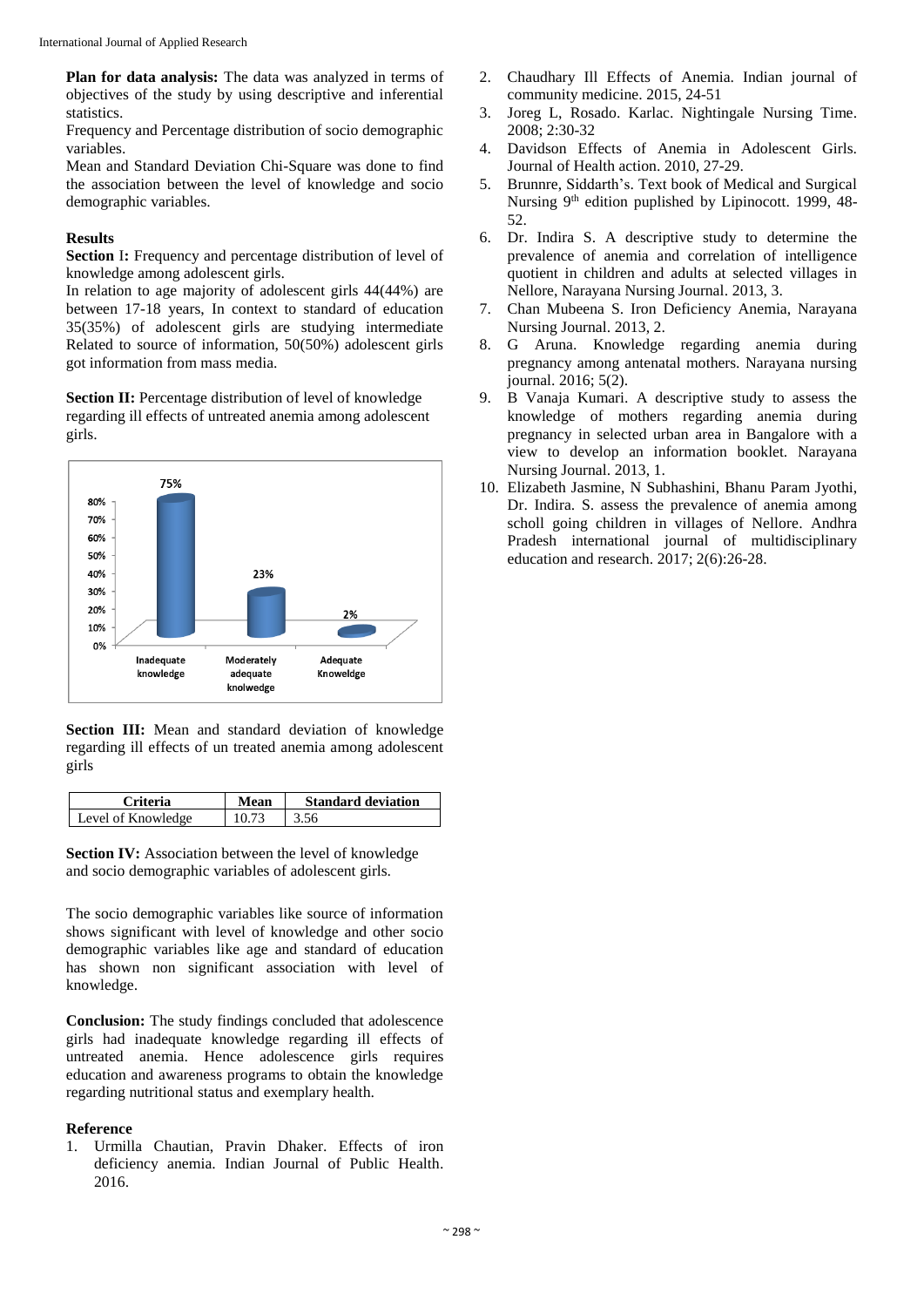**Plan for data analysis:** The data was analyzed in terms of objectives of the study by using descriptive and inferential statistics.

Frequency and Percentage distribution of socio demographic variables.

Mean and Standard Deviation Chi-Square was done to find the association between the level of knowledge and socio demographic variables.

## Results

**Section I:** Frequency and percentage distribution of level of knowledge among adolescent girls.

In relation to age majority of adolescent girls 44(44%) are between 17-18 years, In context to standard of education 35(35%) of adolescent girls are studying intermediate Related to source of information, 50(50%) adolescent girls got information from mass media.

**Section II:** Percentage distribution of level of knowledge regarding ill effects of untreated anemia among adolescent girls.

75%
23%
2%
80%
70%
60%
50%
40%
30%
20%
10%
0%
Inadequate knowledge
Moderately adequate knolwedge
Adequate Knoweldge

**Section III:** Mean and standard deviation of knowledge regarding ill effects of un treated anemia among adolescent girls

| Criteria | Mean | Standard deviation |
|---|---|---|
| Level of Knowledge | 10.73 | 3.56 |

**Section IV:** Association between the level of knowledge and socio demographic variables of adolescent girls.

The socio demographic variables like source of information shows significant with level of knowledge and other socio demographic variables like age and standard of education has shown non significant association with level of knowledge.

**Conclusion:** The study findings concluded that adolescence girls had inadequate knowledge regarding ill effects of untreated anemia. Hence adolescence girls requires education and awareness programs to obtain the knowledge regarding nutritional status and exemplary health.

## Reference

1. Urmilla Chautian, Pravin Dhaker. Effects of iron deficiency anemia. Indian Journal of Public Health. 2016.
2. Chaudhary Ill Effects of Anemia. Indian journal of community medicine. 2015, 24-51
3. Joreg L, Rosado. Karlac. Nightingale Nursing Time. 2008; 2:30-32
4. Davidson Effects of Anemia in Adolescent Girls. Journal of Health action. 2010, 27-29.
5. Brunnre, Siddarth's. Text book of Medical and Surgical Nursing 9th edition puplished by Lipinocott. 1999, 48-52.
6. Dr. Indira S. A descriptive study to determine the prevalence of anemia and correlation of intelligence quotient in children and adults at selected villages in Nellore, Narayana Nursing Journal. 2013, 3.
7. Chan Mubeena S. Iron Deficiency Anemia, Narayana Nursing Journal. 2013, 2.
8. G Aruna. Knowledge regarding anemia during pregnancy among antenatal mothers. Narayana nursing journal. 2016; 5(2).
9. B Vanaja Kumari. A descriptive study to assess the knowledge of mothers regarding anemia during pregnancy in selected urban area in Bangalore with a view to develop an information booklet. Narayana Nursing Journal. 2013, 1.
10. Elizabeth Jasmine, N Subhashini, Bhanu Param Jyothi, Dr. Indira. S. assess the prevalence of anemia among scholl going children in villages of Nellore. Andhra Pradesh international journal of multidisciplinary education and research. 2017; 2(6):26-28.